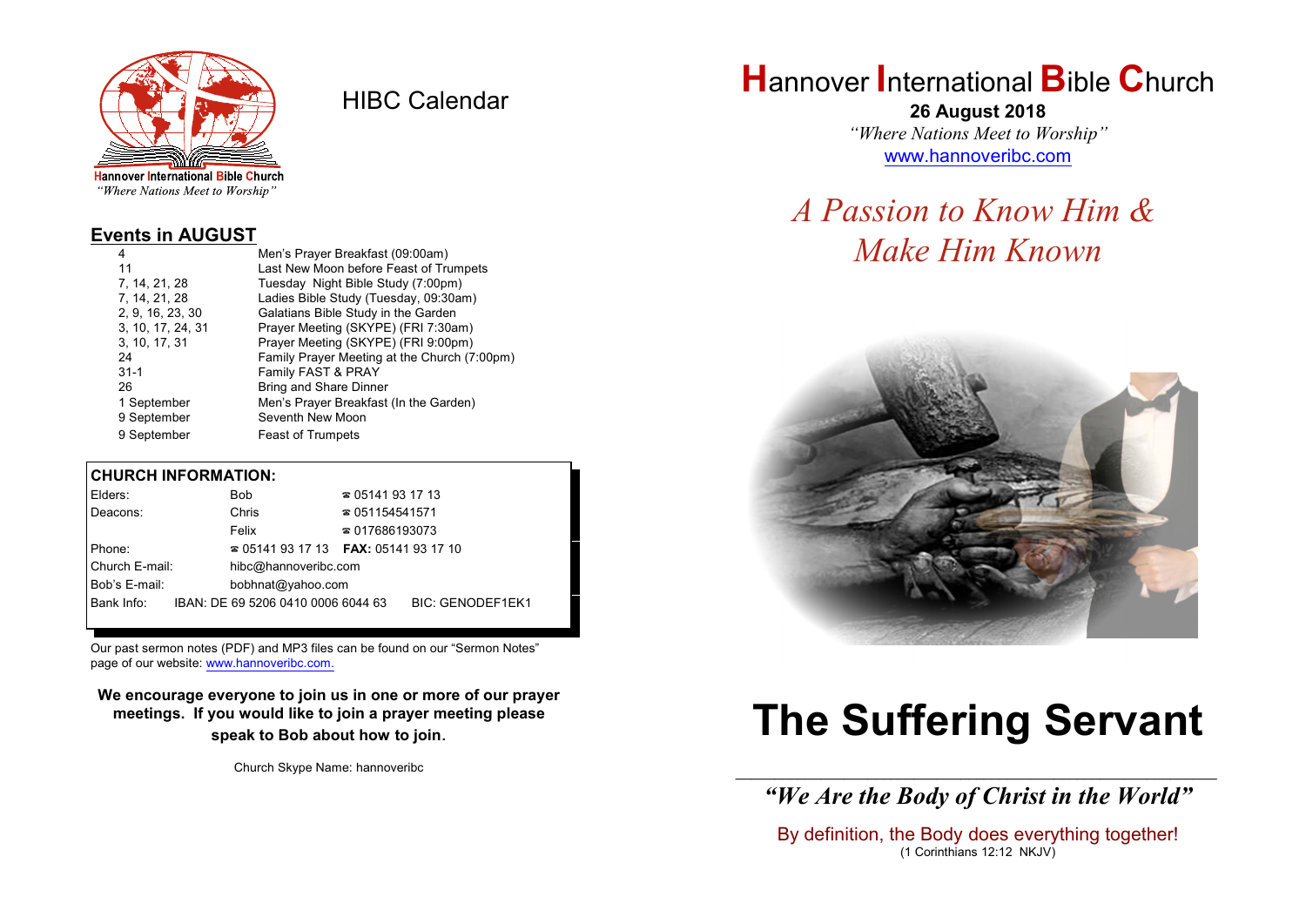Hannover International Bible Church
*"Where Nations Meet to Worship"*

# HIBC Calendar

## Events in AUGUST

| | |
|---|---|
| 4 | Men's Prayer Breakfast (09:00am) |
| 11 | Last New Moon before Feast of Trumpets |
| 7, 14, 21, 28 | Tuesday Night Bible Study (7:00pm) |
| 7, 14, 21, 28 | Ladies Bible Study (Tuesday, 09:30am) |
| 2, 9, 16, 23, 30 | Galatians Bible Study in the Garden |
| 3, 10, 17, 24, 31 | Prayer Meeting (SKYPE) (FRI 7:30am) |
| 3, 10, 17, 31 | Prayer Meeting (SKYPE) (FRI 9:00pm) |
| 24 | Family Prayer Meeting at the Church (7:00pm) |
| 31-1 | Family FAST & PRAY |
| 26 | Bring and Share Dinner |
| 1 September | Men's Prayer Breakfast (In the Garden) |
| 9 September | Seventh New Moon |
| 9 September | Feast of Trumpets |

## CHURCH INFORMATION:

| | | |
|---|---|---|
| Elders: | Bob | ☎ 05141 93 17 13 |
| Deacons: | Chris | ☎ 051154541571 |
| | Felix | ☎ 017686193073 |
| Phone: | ☎ 05141 93 17 13 | **FAX:** 05141 93 17 10 |
| Church E-mail: | hibc@hannoveribc.com | |
| Bob's E-mail: | bobhnat@yahoo.com | |
| Bank Info: | IBAN: DE 69 5206 0410 0006 6044 63 | BIC: GENODEF1EK1 |

Our past sermon notes (PDF) and MP3 files can be found on our "Sermon Notes" page of our website: www.hannoveribc.com.

**We encourage everyone to join us in one or more of our prayer meetings. If you would like to join a prayer meeting please speak to Bob about how to join.**

Church Skype Name: hannoveribc

# Hannover International Bible Church

**26 August 2018**

*"Where Nations Meet to Worship"*

www.hannoveribc.com

## *A Passion to Know Him & Make Him Known*

# The Suffering Servant

---

***"We Are the Body of Christ in the World"***

By definition, the Body does everything together!
(1 Corinthians 12:12 NKJV)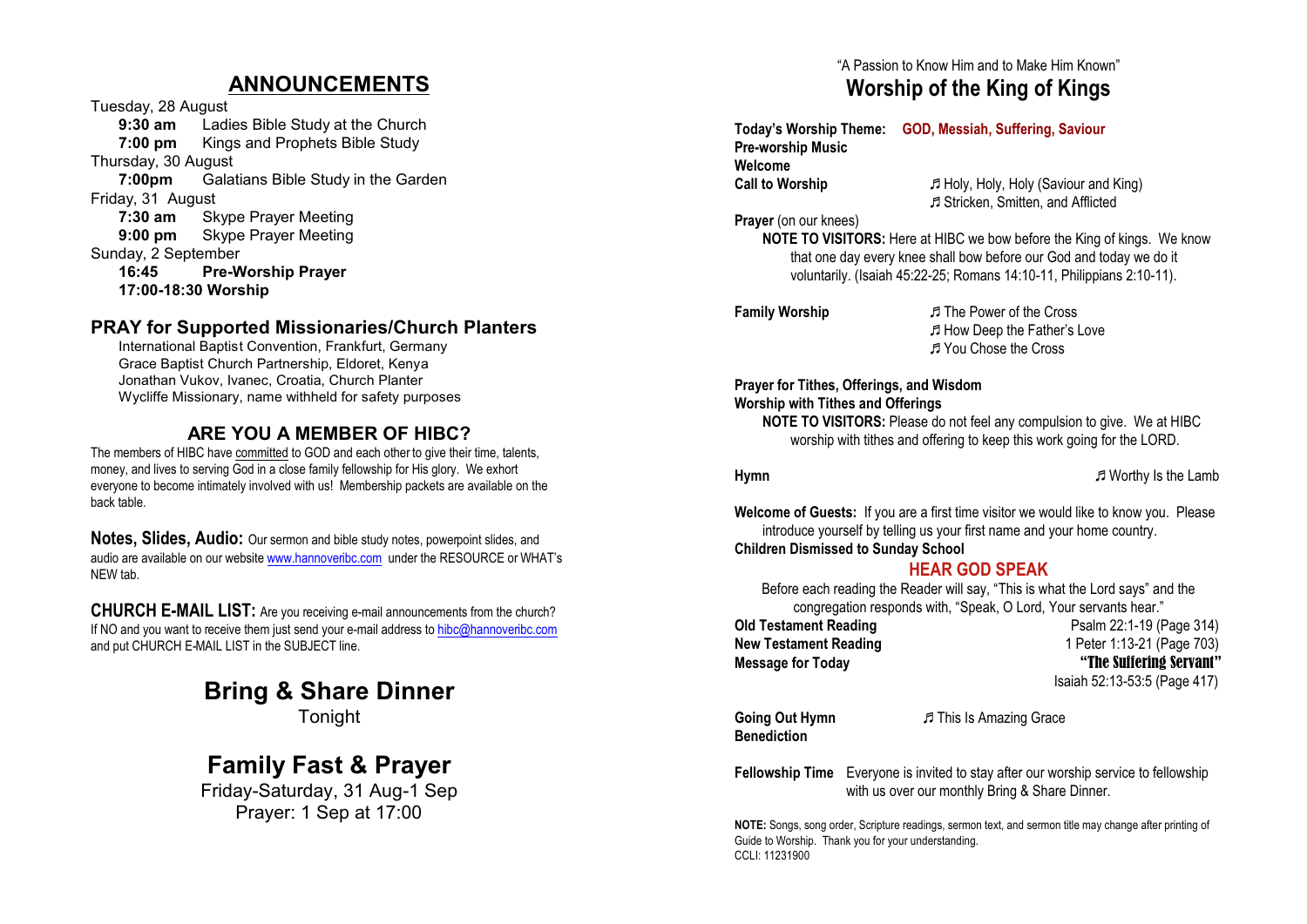## ANNOUNCEMENTS

Tuesday, 28 August

- **9:30 am** Ladies Bible Study at the Church
- **7:00 pm** Kings and Prophets Bible Study

Thursday, 30 August

- **7:00pm** Galatians Bible Study in the Garden

Friday, 31 August

- **7:30 am** Skype Prayer Meeting
- **9:00 pm** Skype Prayer Meeting

Sunday, 2 September

- **16:45 Pre-Worship Prayer**
- **17:00-18:30 Worship**

### PRAY for Supported Missionaries/Church Planters

International Baptist Convention, Frankfurt, Germany
Grace Baptist Church Partnership, Eldoret, Kenya
Jonathan Vukov, Ivanec, Croatia, Church Planter
Wycliffe Missionary, name withheld for safety purposes

### ARE YOU A MEMBER OF HIBC?

The members of HIBC have committed to GOD and each other to give their time, talents, money, and lives to serving God in a close family fellowship for His glory. We exhort everyone to become intimately involved with us! Membership packets are available on the back table.

**Notes, Slides, Audio:** Our sermon and bible study notes, powerpoint slides, and audio are available on our website www.hannoveribc.com under the RESOURCE or WHAT's NEW tab.

**CHURCH E-MAIL LIST:** Are you receiving e-mail announcements from the church? If NO and you want to receive them just send your e-mail address to hibc@hannoveribc.com and put CHURCH E-MAIL LIST in the SUBJECT line.

## Bring & Share Dinner

Tonight

## Family Fast & Prayer

Friday-Saturday, 31 Aug-1 Sep
Prayer: 1 Sep at 17:00

"A Passion to Know Him and to Make Him Known"

# Worship of the King of Kings

**Today's Worship Theme:** **GOD, Messiah, Suffering, Saviour**

**Pre-worship Music**

**Welcome**

**Call to Worship** ♬ Holy, Holy, Holy (Saviour and King)
♬ Stricken, Smitten, and Afflicted

**Prayer** (on our knees)

**NOTE TO VISITORS:** Here at HIBC we bow before the King of kings. We know that one day every knee shall bow before our God and today we do it voluntarily. (Isaiah 45:22-25; Romans 14:10-11, Philippians 2:10-11).

**Family Worship** ♬ The Power of the Cross
♬ How Deep the Father's Love
♬ You Chose the Cross

**Prayer for Tithes, Offerings, and Wisdom**

**Worship with Tithes and Offerings**

**NOTE TO VISITORS:** Please do not feel any compulsion to give. We at HIBC worship with tithes and offering to keep this work going for the LORD.

**Hymn** ♬ Worthy Is the Lamb

**Welcome of Guests:** If you are a first time visitor we would like to know you. Please introduce yourself by telling us your first name and your home country.

**Children Dismissed to Sunday School**

### HEAR GOD SPEAK

Before each reading the Reader will say, "This is what the Lord says" and the congregation responds with, "Speak, O Lord, Your servants hear."

**Old Testament Reading** Psalm 22:1-19 (Page 314)

**New Testament Reading** 1 Peter 1:13-21 (Page 703)

**Message for Today** **"The Suffering Servant"**
Isaiah 52:13-53:5 (Page 417)

**Going Out Hymn** ♬ This Is Amazing Grace

**Benediction**

**Fellowship Time** Everyone is invited to stay after our worship service to fellowship with us over our monthly Bring & Share Dinner.

**NOTE:** Songs, song order, Scripture readings, sermon text, and sermon title may change after printing of Guide to Worship. Thank you for your understanding.
CCLI: 11231900